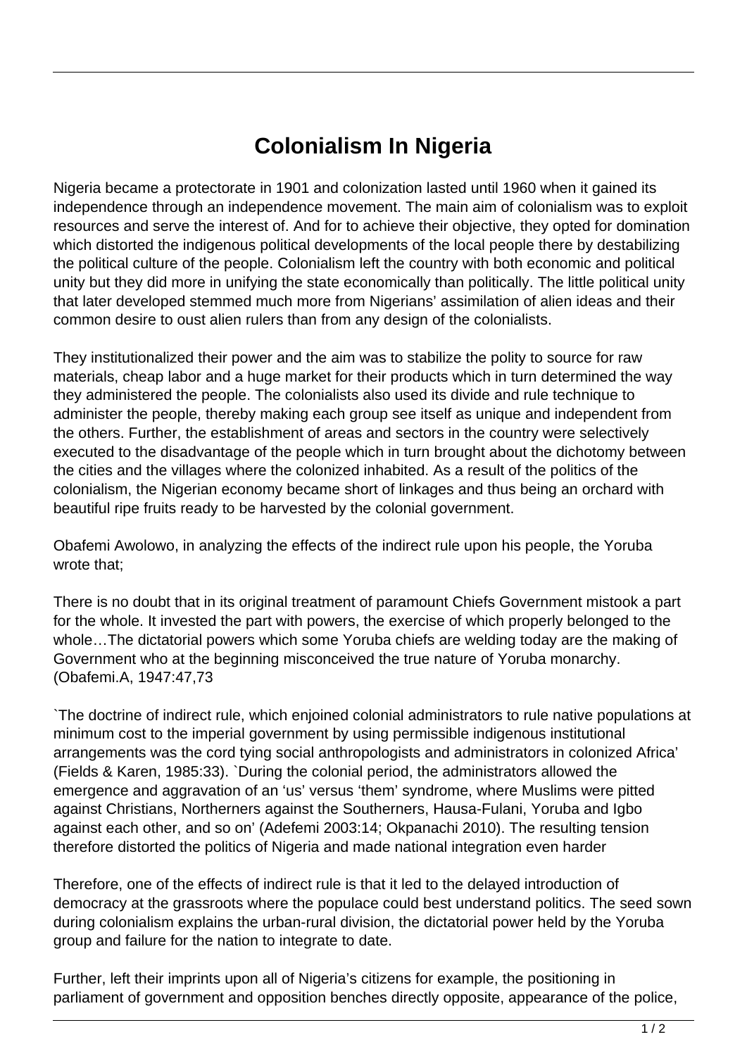# Colonialism In Nigeria

Nigeria became a protectorate in 1901 and colonization lasted until 1960 when it gained its independence through an independence movement. The main aim of colonialism was to exploit resources and serve the interest of. And for to achieve their objective, they opted for domination which distorted the indigenous political developments of the local people there by destabilizing the political culture of the people. Colonialism left the country with both economic and political unity but they did more in unifying the state economically than politically. The little political unity that later developed stemmed much more from Nigerians' assimilation of alien ideas and their common desire to oust alien rulers than from any design of the colonialists.

They institutionalized their power and the aim was to stabilize the polity to source for raw materials, cheap labor and a huge market for their products which in turn determined the way they administered the people. The colonialists also used its divide and rule technique to administer the people, thereby making each group see itself as unique and independent from the others. Further, the establishment of areas and sectors in the country were selectively executed to the disadvantage of the people which in turn brought about the dichotomy between the cities and the villages where the colonized inhabited. As a result of the politics of the colonialism, the Nigerian economy became short of linkages and thus being an orchard with beautiful ripe fruits ready to be harvested by the colonial government.

Obafemi Awolowo, in analyzing the effects of the indirect rule upon his people, the Yoruba wrote that;

There is no doubt that in its original treatment of paramount Chiefs Government mistook a part for the whole. It invested the part with powers, the exercise of which properly belonged to the whole…The dictatorial powers which some Yoruba chiefs are welding today are the making of Government who at the beginning misconceived the true nature of Yoruba monarchy. (Obafemi.A, 1947:47,73

`The doctrine of indirect rule, which enjoined colonial administrators to rule native populations at minimum cost to the imperial government by using permissible indigenous institutional arrangements was the cord tying social anthropologists and administrators in colonized Africa' (Fields & Karen, 1985:33). `During the colonial period, the administrators allowed the emergence and aggravation of an 'us' versus 'them' syndrome, where Muslims were pitted against Christians, Northerners against the Southerners, Hausa-Fulani, Yoruba and Igbo against each other, and so on' (Adefemi 2003:14; Okpanachi 2010). The resulting tension therefore distorted the politics of Nigeria and made national integration even harder

Therefore, one of the effects of indirect rule is that it led to the delayed introduction of democracy at the grassroots where the populace could best understand politics. The seed sown during colonialism explains the urban-rural division, the dictatorial power held by the Yoruba group and failure for the nation to integrate to date.

Further, left their imprints upon all of Nigeria's citizens for example, the positioning in parliament of government and opposition benches directly opposite, appearance of the police,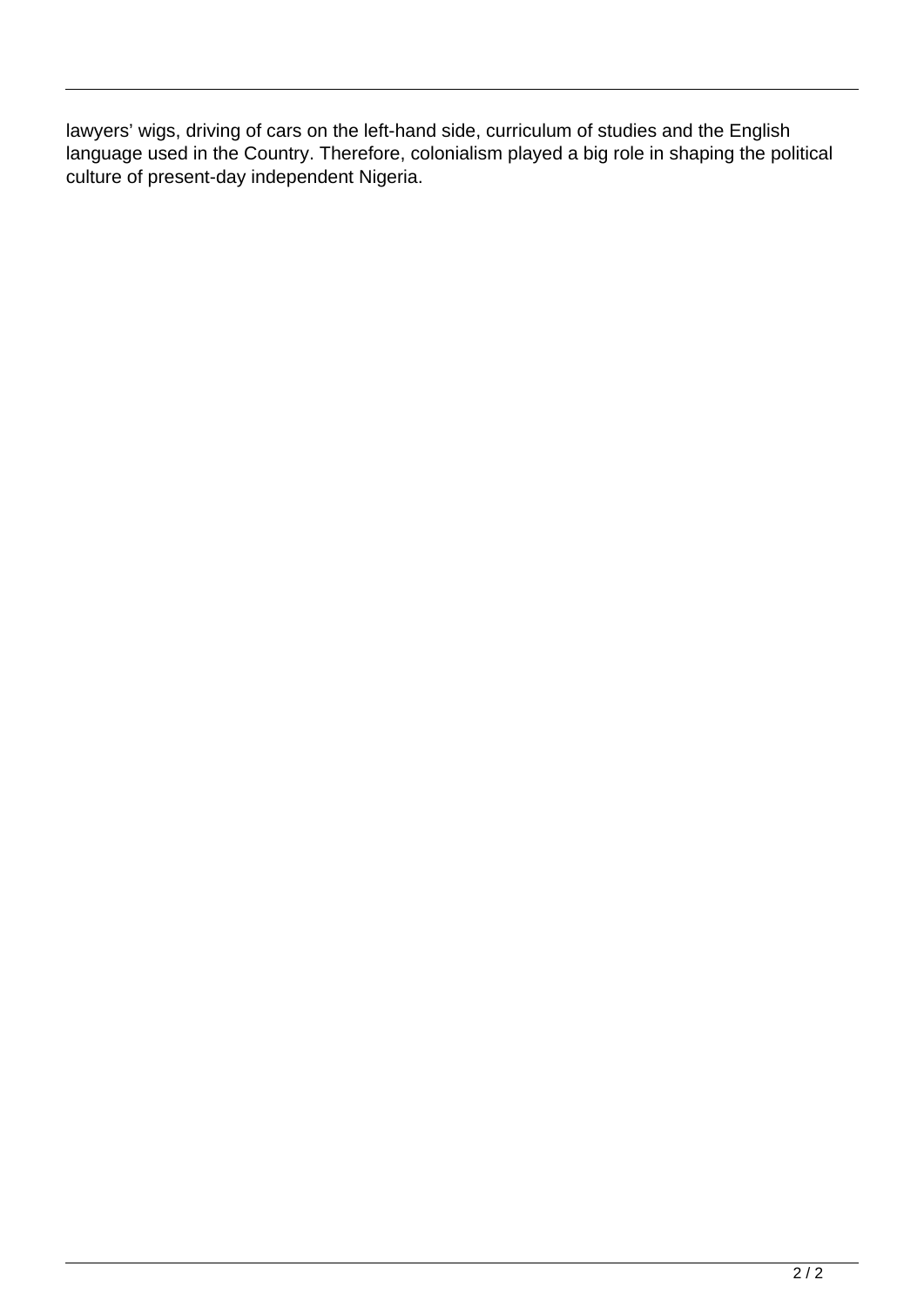lawyers' wigs, driving of cars on the left-hand side, curriculum of studies and the English language used in the Country. Therefore, colonialism played a big role in shaping the political culture of present-day independent Nigeria.